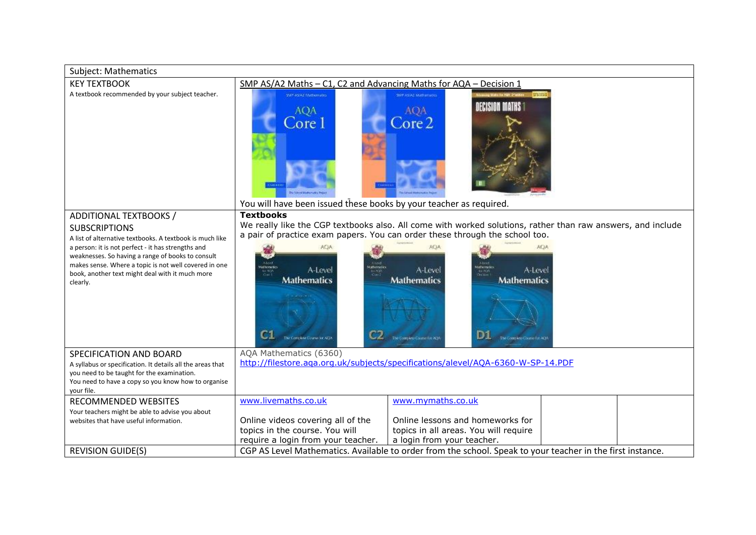| Subject: Mathematics | | | | |
|---|---|---|---|---|
| KEY TEXTBOOK<br>A textbook recommended by your subject teacher. | SMP AS/A2 Maths – C1, C2 and Advancing Maths for AQA – Decision 1<br>You will have been issued these books by your teacher as required. | | | |
| ADDITIONAL TEXTBOOKS / SUBSCRIPTIONS<br>A list of alternative textbooks. A textbook is much like a person: it is not perfect - it has strengths and weaknesses. So having a range of books to consult makes sense. Where a topic is not well covered in one book, another text might deal with it much more clearly. | **Textbooks**<br>We really like the CGP textbooks also. All come with worked solutions, rather than raw answers, and include a pair of practice exam papers. You can order these through the school too. | | | |
| SPECIFICATION AND BOARD<br>A syllabus or specification. It details all the areas that you need to be taught for the examination.<br>You need to have a copy so you know how to organise your file. | AQA Mathematics (6360)<br>http://filestore.aqa.org.uk/subjects/specifications/alevel/AQA-6360-W-SP-14.PDF | | | |
| RECOMMENDED WEBSITES<br>Your teachers might be able to advise you about websites that have useful information. | www.livemaths.co.uk<br><br>Online videos covering all of the topics in the course. You will require a login from your teacher. | www.mymaths.co.uk<br><br>Online lessons and homeworks for topics in all areas. You will require a login from your teacher. | | |
| REVISION GUIDE(S) | CGP AS Level Mathematics. Available to order from the school. Speak to your teacher in the first instance. | | | |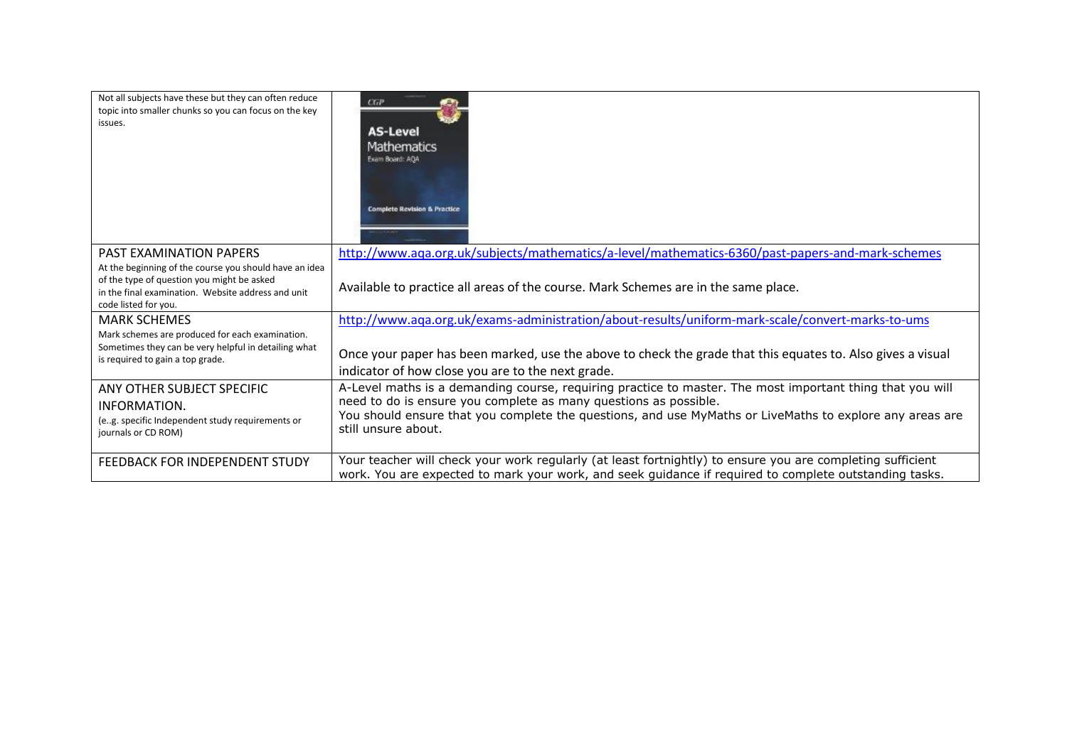| | |
|---|---|
| Not all subjects have these but they can often reduce topic into smaller chunks so you can focus on the key issues. | CGP AS-Level Mathematics Exam Board: AQA Complete Revision & Practice |
| PAST EXAMINATION PAPERS<br>At the beginning of the course you should have an idea of the type of question you might be asked in the final examination. Website address and unit code listed for you. | http://www.aqa.org.uk/subjects/mathematics/a-level/mathematics-6360/past-papers-and-mark-schemes<br><br>Available to practice all areas of the course. Mark Schemes are in the same place. |
| MARK SCHEMES<br>Mark schemes are produced for each examination. Sometimes they can be very helpful in detailing what is required to gain a top grade. | http://www.aqa.org.uk/exams-administration/about-results/uniform-mark-scale/convert-marks-to-ums<br><br>Once your paper has been marked, use the above to check the grade that this equates to. Also gives a visual indicator of how close you are to the next grade. |
| ANY OTHER SUBJECT SPECIFIC INFORMATION.<br>(e..g. specific Independent study requirements or journals or CD ROM) | A-Level maths is a demanding course, requiring practice to master. The most important thing that you will need to do is ensure you complete as many questions as possible.<br>You should ensure that you complete the questions, and use MyMaths or LiveMaths to explore any areas are still unsure about. |
| FEEDBACK FOR INDEPENDENT STUDY | Your teacher will check your work regularly (at least fortnightly) to ensure you are completing sufficient work. You are expected to mark your work, and seek guidance if required to complete outstanding tasks. |